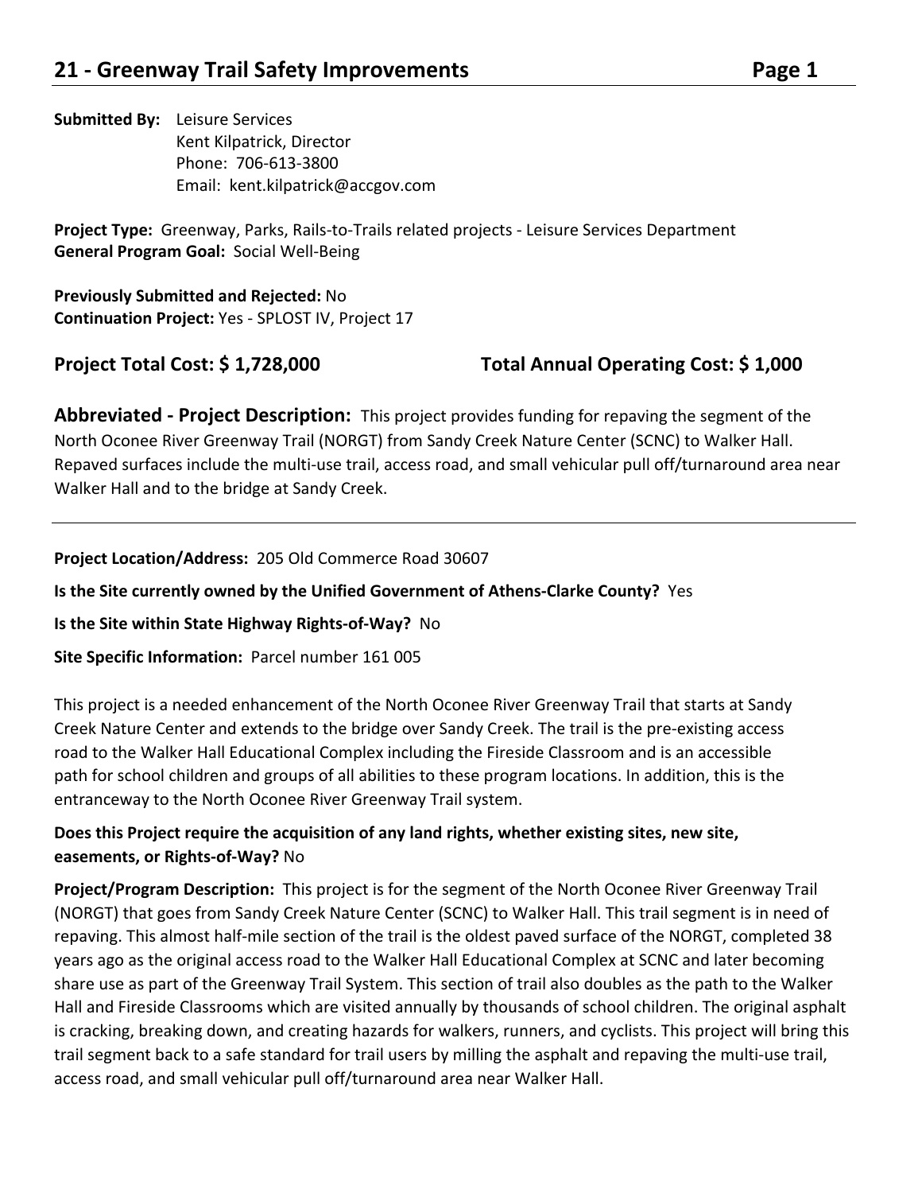## 21 - Greenway Trail Safety Improvements

**Submitted By:** Leisure Services
Kent Kilpatrick, Director
Phone: 706-613-3800
Email: kent.kilpatrick@accgov.com

**Project Type:** Greenway, Parks, Rails-to-Trails related projects - Leisure Services Department
**General Program Goal:** Social Well-Being

**Previously Submitted and Rejected:** No
**Continuation Project:** Yes - SPLOST IV, Project 17

**Project Total Cost: $ 1,728,000** **Total Annual Operating Cost: $ 1,000**

**Abbreviated - Project Description:** This project provides funding for repaving the segment of the North Oconee River Greenway Trail (NORGT) from Sandy Creek Nature Center (SCNC) to Walker Hall. Repaved surfaces include the multi-use trail, access road, and small vehicular pull off/turnaround area near Walker Hall and to the bridge at Sandy Creek.

---

**Project Location/Address:** 205 Old Commerce Road 30607

**Is the Site currently owned by the Unified Government of Athens-Clarke County?** Yes

**Is the Site within State Highway Rights-of-Way?** No

**Site Specific Information:** Parcel number 161 005

This project is a needed enhancement of the North Oconee River Greenway Trail that starts at Sandy Creek Nature Center and extends to the bridge over Sandy Creek. The trail is the pre-existing access road to the Walker Hall Educational Complex including the Fireside Classroom and is an accessible path for school children and groups of all abilities to these program locations. In addition, this is the entranceway to the North Oconee River Greenway Trail system.

**Does this Project require the acquisition of any land rights, whether existing sites, new site, easements, or Rights-of-Way?** No

**Project/Program Description:** This project is for the segment of the North Oconee River Greenway Trail (NORGT) that goes from Sandy Creek Nature Center (SCNC) to Walker Hall. This trail segment is in need of repaving. This almost half-mile section of the trail is the oldest paved surface of the NORGT, completed 38 years ago as the original access road to the Walker Hall Educational Complex at SCNC and later becoming share use as part of the Greenway Trail System. This section of trail also doubles as the path to the Walker Hall and Fireside Classrooms which are visited annually by thousands of school children. The original asphalt is cracking, breaking down, and creating hazards for walkers, runners, and cyclists. This project will bring this trail segment back to a safe standard for trail users by milling the asphalt and repaving the multi-use trail, access road, and small vehicular pull off/turnaround area near Walker Hall.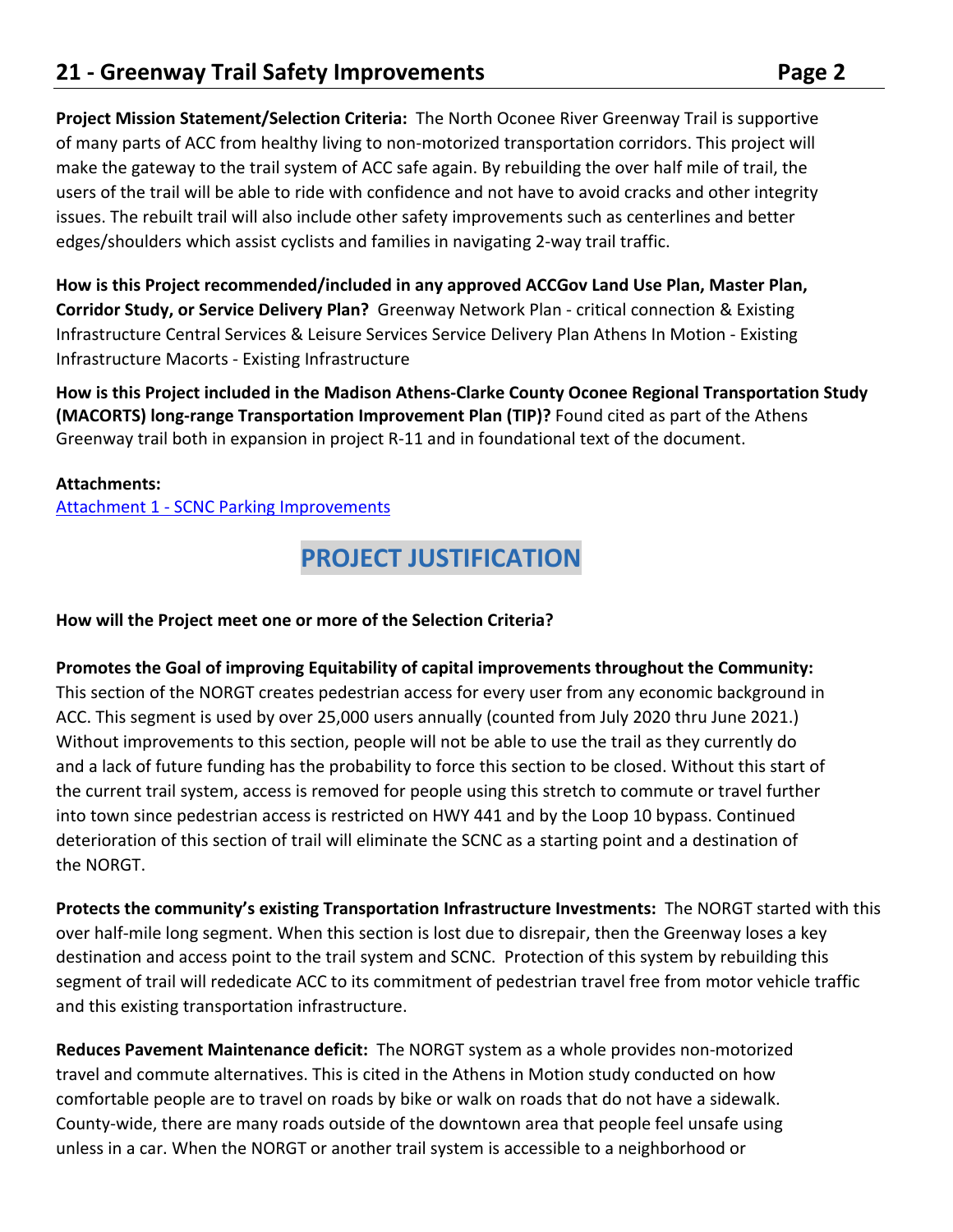**Project Mission Statement/Selection Criteria:** The North Oconee River Greenway Trail is supportive of many parts of ACC from healthy living to non-motorized transportation corridors. This project will make the gateway to the trail system of ACC safe again. By rebuilding the over half mile of trail, the users of the trail will be able to ride with confidence and not have to avoid cracks and other integrity issues. The rebuilt trail will also include other safety improvements such as centerlines and better edges/shoulders which assist cyclists and families in navigating 2-way trail traffic.

**How is this Project recommended/included in any approved ACCGov Land Use Plan, Master Plan, Corridor Study, or Service Delivery Plan?** Greenway Network Plan - critical connection & Existing Infrastructure Central Services & Leisure Services Service Delivery Plan Athens In Motion - Existing Infrastructure Macorts - Existing Infrastructure

**How is this Project included in the Madison Athens-Clarke County Oconee Regional Transportation Study (MACORTS) long-range Transportation Improvement Plan (TIP)?** Found cited as part of the Athens Greenway trail both in expansion in project R-11 and in foundational text of the document.

**Attachments:**
Attachment 1 - SCNC Parking Improvements

## PROJECT JUSTIFICATION

**How will the Project meet one or more of the Selection Criteria?**

**Promotes the Goal of improving Equitability of capital improvements throughout the Community:** This section of the NORGT creates pedestrian access for every user from any economic background in ACC. This segment is used by over 25,000 users annually (counted from July 2020 thru June 2021.) Without improvements to this section, people will not be able to use the trail as they currently do and a lack of future funding has the probability to force this section to be closed. Without this start of the current trail system, access is removed for people using this stretch to commute or travel further into town since pedestrian access is restricted on HWY 441 and by the Loop 10 bypass. Continued deterioration of this section of trail will eliminate the SCNC as a starting point and a destination of the NORGT.

**Protects the community's existing Transportation Infrastructure Investments:** The NORGT started with this over half-mile long segment. When this section is lost due to disrepair, then the Greenway loses a key destination and access point to the trail system and SCNC. Protection of this system by rebuilding this segment of trail will rededicate ACC to its commitment of pedestrian travel free from motor vehicle traffic and this existing transportation infrastructure.

**Reduces Pavement Maintenance deficit:** The NORGT system as a whole provides non-motorized travel and commute alternatives. This is cited in the Athens in Motion study conducted on how comfortable people are to travel on roads by bike or walk on roads that do not have a sidewalk. County-wide, there are many roads outside of the downtown area that people feel unsafe using unless in a car. When the NORGT or another trail system is accessible to a neighborhood or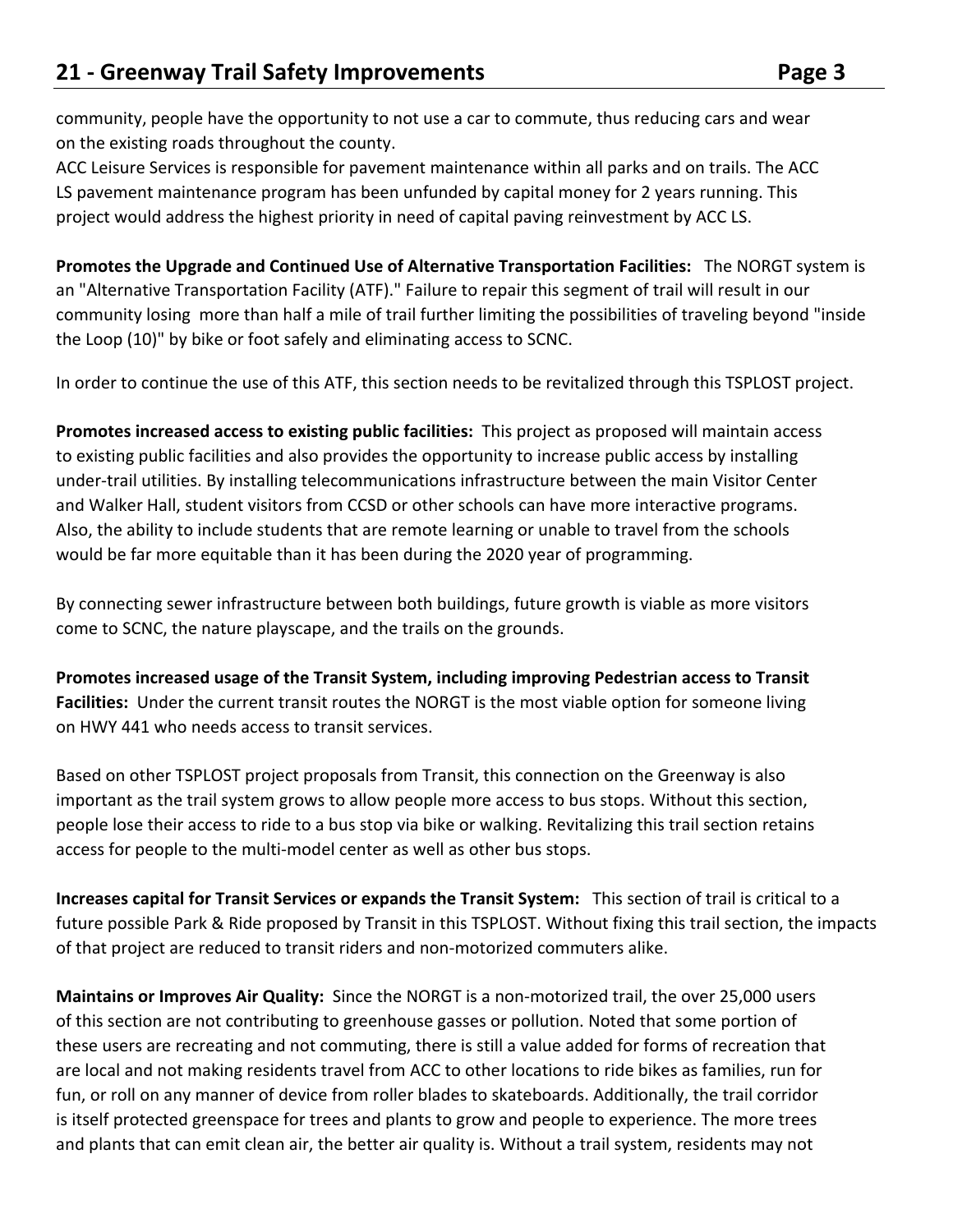community, people have the opportunity to not use a car to commute, thus reducing cars and wear on the existing roads throughout the county.

ACC Leisure Services is responsible for pavement maintenance within all parks and on trails. The ACC LS pavement maintenance program has been unfunded by capital money for 2 years running. This project would address the highest priority in need of capital paving reinvestment by ACC LS.

**Promotes the Upgrade and Continued Use of Alternative Transportation Facilities:** The NORGT system is an "Alternative Transportation Facility (ATF)." Failure to repair this segment of trail will result in our community losing more than half a mile of trail further limiting the possibilities of traveling beyond "inside the Loop (10)" by bike or foot safely and eliminating access to SCNC.

In order to continue the use of this ATF, this section needs to be revitalized through this TSPLOST project.

**Promotes increased access to existing public facilities:** This project as proposed will maintain access to existing public facilities and also provides the opportunity to increase public access by installing under-trail utilities. By installing telecommunications infrastructure between the main Visitor Center and Walker Hall, student visitors from CCSD or other schools can have more interactive programs. Also, the ability to include students that are remote learning or unable to travel from the schools would be far more equitable than it has been during the 2020 year of programming.

By connecting sewer infrastructure between both buildings, future growth is viable as more visitors come to SCNC, the nature playscape, and the trails on the grounds.

**Promotes increased usage of the Transit System, including improving Pedestrian access to Transit Facilities:** Under the current transit routes the NORGT is the most viable option for someone living on HWY 441 who needs access to transit services.

Based on other TSPLOST project proposals from Transit, this connection on the Greenway is also important as the trail system grows to allow people more access to bus stops. Without this section, people lose their access to ride to a bus stop via bike or walking. Revitalizing this trail section retains access for people to the multi-model center as well as other bus stops.

**Increases capital for Transit Services or expands the Transit System:** This section of trail is critical to a future possible Park & Ride proposed by Transit in this TSPLOST. Without fixing this trail section, the impacts of that project are reduced to transit riders and non-motorized commuters alike.

**Maintains or Improves Air Quality:** Since the NORGT is a non-motorized trail, the over 25,000 users of this section are not contributing to greenhouse gasses or pollution. Noted that some portion of these users are recreating and not commuting, there is still a value added for forms of recreation that are local and not making residents travel from ACC to other locations to ride bikes as families, run for fun, or roll on any manner of device from roller blades to skateboards. Additionally, the trail corridor is itself protected greenspace for trees and plants to grow and people to experience. The more trees and plants that can emit clean air, the better air quality is. Without a trail system, residents may not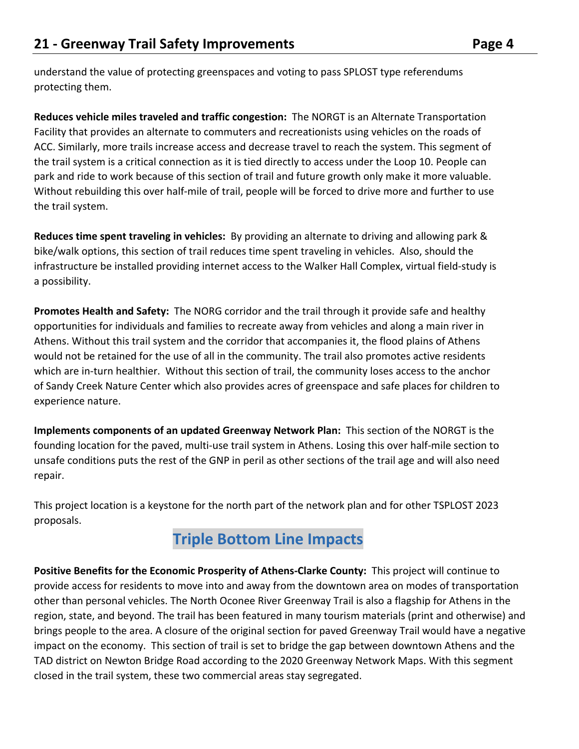understand the value of protecting greenspaces and voting to pass SPLOST type referendums protecting them.

**Reduces vehicle miles traveled and traffic congestion:** The NORGT is an Alternate Transportation Facility that provides an alternate to commuters and recreationists using vehicles on the roads of ACC. Similarly, more trails increase access and decrease travel to reach the system. This segment of the trail system is a critical connection as it is tied directly to access under the Loop 10. People can park and ride to work because of this section of trail and future growth only make it more valuable. Without rebuilding this over half-mile of trail, people will be forced to drive more and further to use the trail system.

**Reduces time spent traveling in vehicles:** By providing an alternate to driving and allowing park & bike/walk options, this section of trail reduces time spent traveling in vehicles. Also, should the infrastructure be installed providing internet access to the Walker Hall Complex, virtual field-study is a possibility.

**Promotes Health and Safety:** The NORG corridor and the trail through it provide safe and healthy opportunities for individuals and families to recreate away from vehicles and along a main river in Athens. Without this trail system and the corridor that accompanies it, the flood plains of Athens would not be retained for the use of all in the community. The trail also promotes active residents which are in-turn healthier. Without this section of trail, the community loses access to the anchor of Sandy Creek Nature Center which also provides acres of greenspace and safe places for children to experience nature.

**Implements components of an updated Greenway Network Plan:** This section of the NORGT is the founding location for the paved, multi-use trail system in Athens. Losing this over half-mile section to unsafe conditions puts the rest of the GNP in peril as other sections of the trail age and will also need repair.

This project location is a keystone for the north part of the network plan and for other TSPLOST 2023 proposals.

## Triple Bottom Line Impacts

**Positive Benefits for the Economic Prosperity of Athens-Clarke County:** This project will continue to provide access for residents to move into and away from the downtown area on modes of transportation other than personal vehicles. The North Oconee River Greenway Trail is also a flagship for Athens in the region, state, and beyond. The trail has been featured in many tourism materials (print and otherwise) and brings people to the area. A closure of the original section for paved Greenway Trail would have a negative impact on the economy. This section of trail is set to bridge the gap between downtown Athens and the TAD district on Newton Bridge Road according to the 2020 Greenway Network Maps. With this segment closed in the trail system, these two commercial areas stay segregated.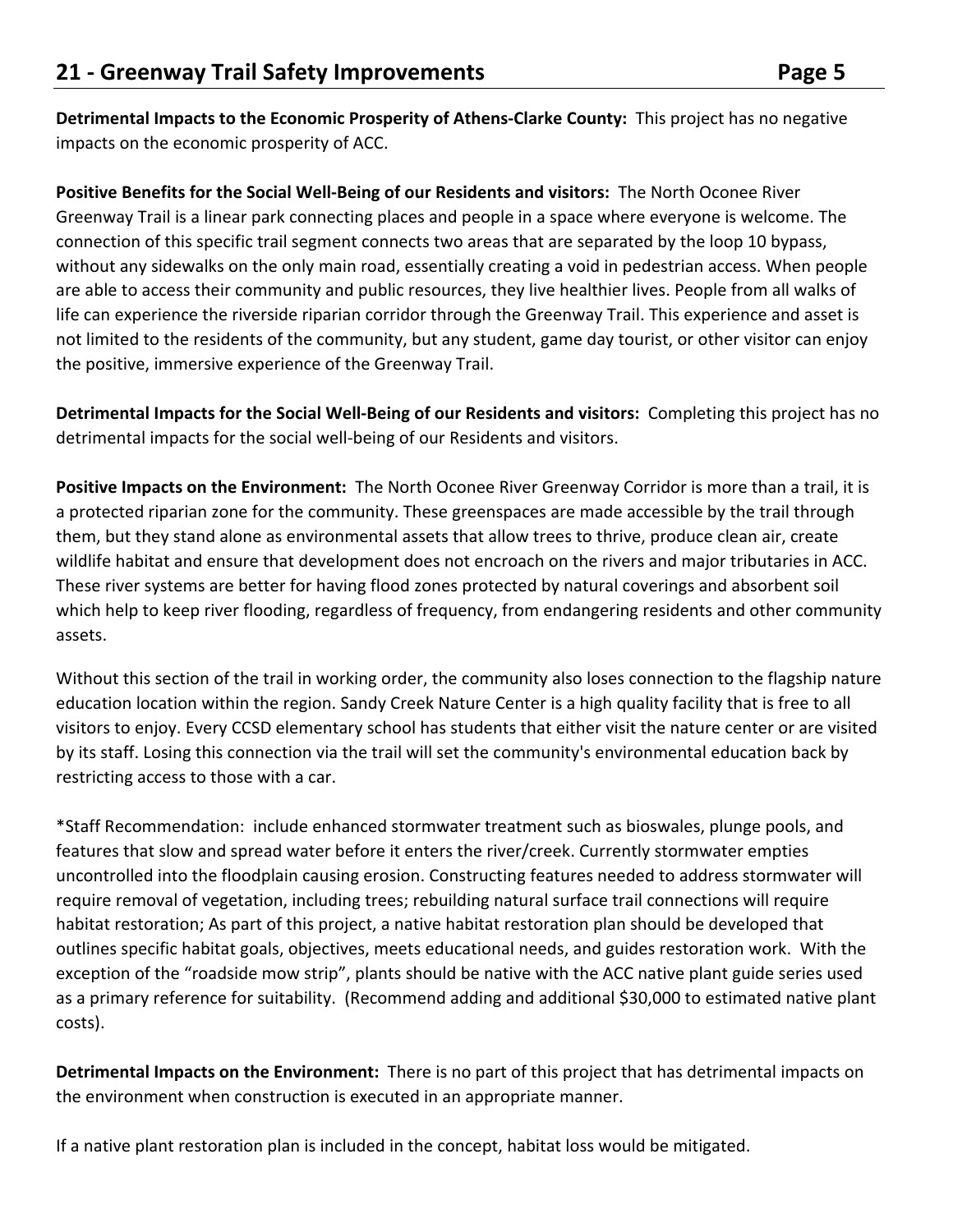**Detrimental Impacts to the Economic Prosperity of Athens-Clarke County:** This project has no negative impacts on the economic prosperity of ACC.

**Positive Benefits for the Social Well-Being of our Residents and visitors:** The North Oconee River Greenway Trail is a linear park connecting places and people in a space where everyone is welcome. The connection of this specific trail segment connects two areas that are separated by the loop 10 bypass, without any sidewalks on the only main road, essentially creating a void in pedestrian access. When people are able to access their community and public resources, they live healthier lives. People from all walks of life can experience the riverside riparian corridor through the Greenway Trail. This experience and asset is not limited to the residents of the community, but any student, game day tourist, or other visitor can enjoy the positive, immersive experience of the Greenway Trail.

**Detrimental Impacts for the Social Well-Being of our Residents and visitors:** Completing this project has no detrimental impacts for the social well-being of our Residents and visitors.

**Positive Impacts on the Environment:** The North Oconee River Greenway Corridor is more than a trail, it is a protected riparian zone for the community. These greenspaces are made accessible by the trail through them, but they stand alone as environmental assets that allow trees to thrive, produce clean air, create wildlife habitat and ensure that development does not encroach on the rivers and major tributaries in ACC. These river systems are better for having flood zones protected by natural coverings and absorbent soil which help to keep river flooding, regardless of frequency, from endangering residents and other community assets.

Without this section of the trail in working order, the community also loses connection to the flagship nature education location within the region. Sandy Creek Nature Center is a high quality facility that is free to all visitors to enjoy. Every CCSD elementary school has students that either visit the nature center or are visited by its staff. Losing this connection via the trail will set the community's environmental education back by restricting access to those with a car.

*Staff Recommendation: include enhanced stormwater treatment such as bioswales, plunge pools, and features that slow and spread water before it enters the river/creek. Currently stormwater empties uncontrolled into the floodplain causing erosion. Constructing features needed to address stormwater will require removal of vegetation, including trees; rebuilding natural surface trail connections will require habitat restoration; As part of this project, a native habitat restoration plan should be developed that outlines specific habitat goals, objectives, meets educational needs, and guides restoration work. With the exception of the "roadside mow strip", plants should be native with the ACC native plant guide series used as a primary reference for suitability. (Recommend adding and additional $30,000 to estimated native plant costs).

**Detrimental Impacts on the Environment:** There is no part of this project that has detrimental impacts on the environment when construction is executed in an appropriate manner.

If a native plant restoration plan is included in the concept, habitat loss would be mitigated.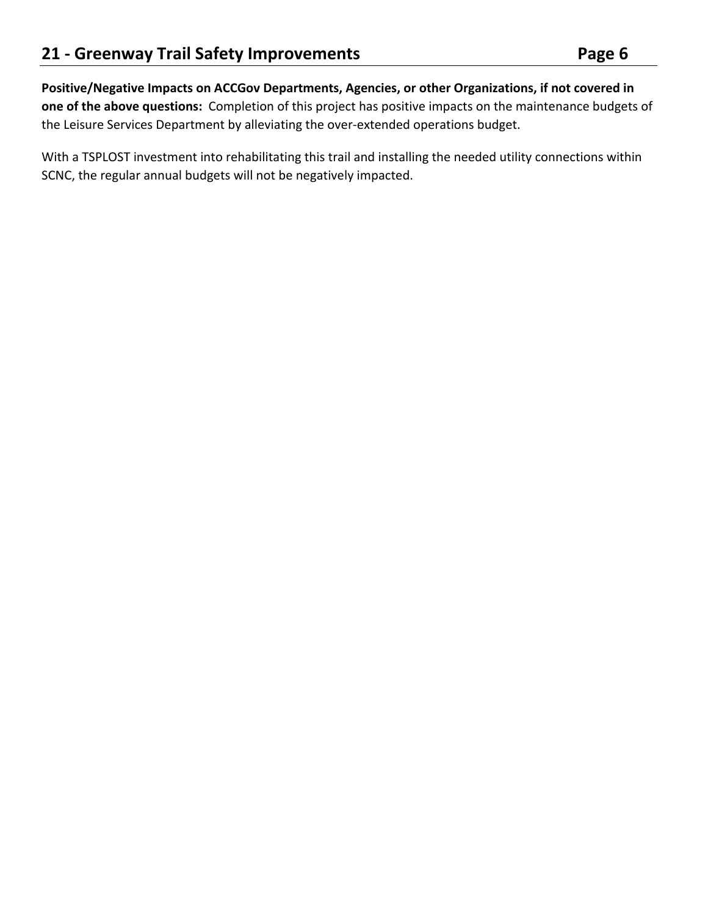**Positive/Negative Impacts on ACCGov Departments, Agencies, or other Organizations, if not covered in one of the above questions:** Completion of this project has positive impacts on the maintenance budgets of the Leisure Services Department by alleviating the over-extended operations budget.

With a TSPLOST investment into rehabilitating this trail and installing the needed utility connections within SCNC, the regular annual budgets will not be negatively impacted.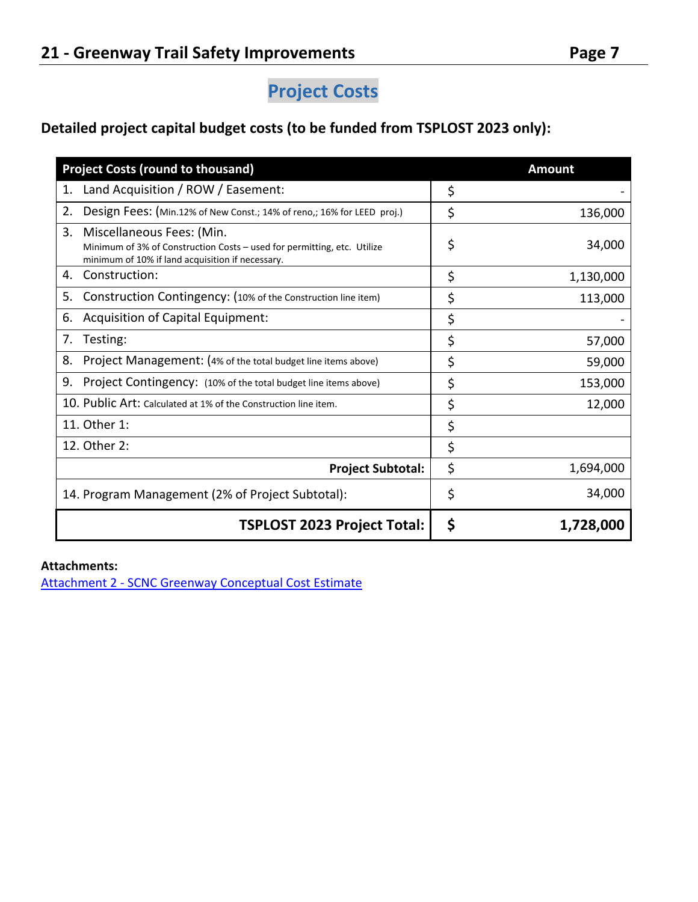## Project Costs

**Detailed project capital budget costs (to be funded from TSPLOST 2023 only):**

| Project Costs (round to thousand) | Amount | |
|---|---|---|
| 1. Land Acquisition / ROW / Easement: | $ | - |
| 2. Design Fees: (Min.12% of New Const.; 14% of reno,; 16% for LEED proj.) | $ | 136,000 |
| 3. Miscellaneous Fees: (Min. Minimum of 3% of Construction Costs – used for permitting, etc. Utilize minimum of 10% if land acquisition if necessary. | $ | 34,000 |
| 4. Construction: | $ | 1,130,000 |
| 5. Construction Contingency: (10% of the Construction line item) | $ | 113,000 |
| 6. Acquisition of Capital Equipment: | $ | - |
| 7. Testing: | $ | 57,000 |
| 8. Project Management: (4% of the total budget line items above) | $ | 59,000 |
| 9. Project Contingency: (10% of the total budget line items above) | $ | 153,000 |
| 10. Public Art: Calculated at 1% of the Construction line item. | $ | 12,000 |
| 11. Other 1: | $ | |
| 12. Other 2: | $ | |
| **Project Subtotal:** | $ | 1,694,000 |
| 14. Program Management (2% of Project Subtotal): | $ | 34,000 |
| **TSPLOST 2023 Project Total:** | **$** | **1,728,000** |

**Attachments:**

Attachment 2 - SCNC Greenway Conceptual Cost Estimate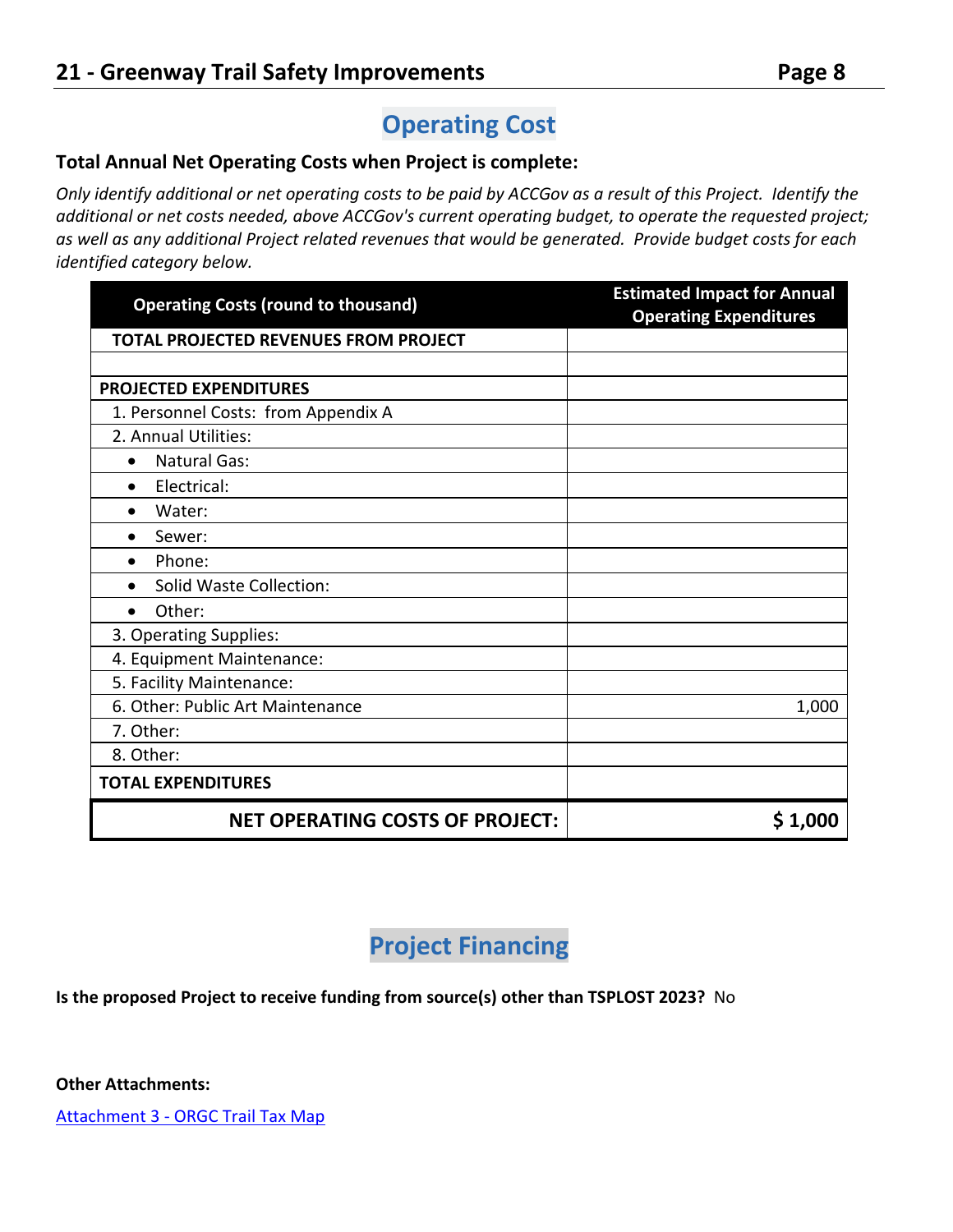## Operating Cost

**Total Annual Net Operating Costs when Project is complete:**

*Only identify additional or net operating costs to be paid by ACCGov as a result of this Project. Identify the additional or net costs needed, above ACCGov's current operating budget, to operate the requested project; as well as any additional Project related revenues that would be generated. Provide budget costs for each identified category below.*

| Operating Costs (round to thousand) | Estimated Impact for Annual Operating Expenditures |
|---|---|
| **TOTAL PROJECTED REVENUES FROM PROJECT** | |
| | |
| **PROJECTED EXPENDITURES** | |
| 1. Personnel Costs: from Appendix A | |
| 2. Annual Utilities: | |
| • Natural Gas: | |
| • Electrical: | |
| • Water: | |
| • Sewer: | |
| • Phone: | |
| • Solid Waste Collection: | |
| • Other: | |
| 3. Operating Supplies: | |
| 4. Equipment Maintenance: | |
| 5. Facility Maintenance: | |
| 6. Other: Public Art Maintenance | 1,000 |
| 7. Other: | |
| 8. Other: | |
| **TOTAL EXPENDITURES** | |
| **NET OPERATING COSTS OF PROJECT:** | **$ 1,000** |

## Project Financing

**Is the proposed Project to receive funding from source(s) other than TSPLOST 2023?** No

**Other Attachments:**

Attachment 3 - ORGC Trail Tax Map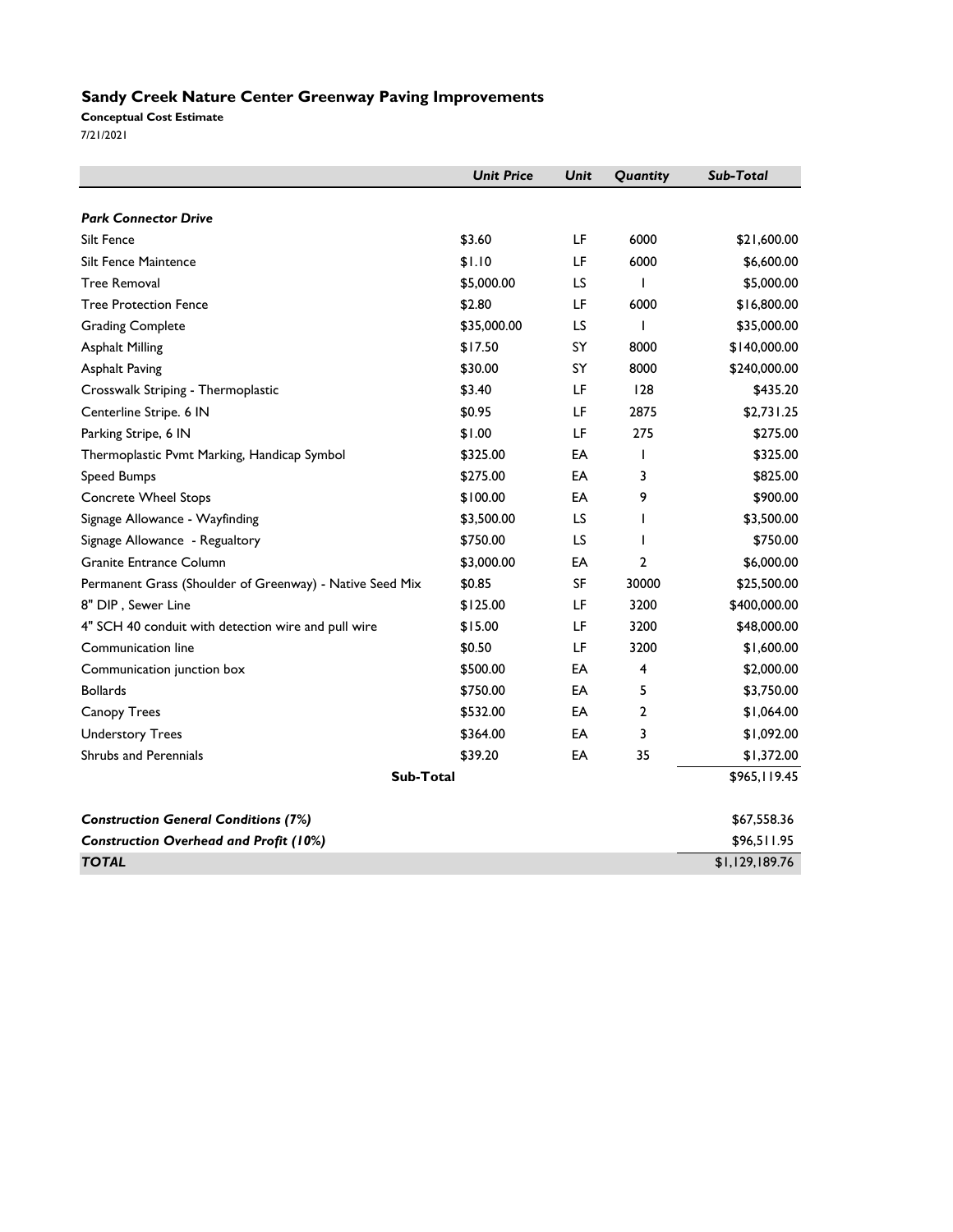## Sandy Creek Nature Center Greenway Paving Improvements

**Conceptual Cost Estimate**

7/21/2021

| | *Unit Price* | *Unit* | *Quantity* | *Sub-Total* |
|---|---|---|---|---|
| ***Park Connector Drive*** | | | | |
| Silt Fence | $3.60 | LF | 6000 | $21,600.00 |
| Silt Fence Maintence | $1.10 | LF | 6000 | $6,600.00 |
| Tree Removal | $5,000.00 | LS | 1 | $5,000.00 |
| Tree Protection Fence | $2.80 | LF | 6000 | $16,800.00 |
| Grading Complete | $35,000.00 | LS | 1 | $35,000.00 |
| Asphalt Milling | $17.50 | SY | 8000 | $140,000.00 |
| Asphalt Paving | $30.00 | SY | 8000 | $240,000.00 |
| Crosswalk Striping - Thermoplastic | $3.40 | LF | 128 | $435.20 |
| Centerline Stripe. 6 IN | $0.95 | LF | 2875 | $2,731.25 |
| Parking Stripe, 6 IN | $1.00 | LF | 275 | $275.00 |
| Thermoplastic Pvmt Marking, Handicap Symbol | $325.00 | EA | 1 | $325.00 |
| Speed Bumps | $275.00 | EA | 3 | $825.00 |
| Concrete Wheel Stops | $100.00 | EA | 9 | $900.00 |
| Signage Allowance - Wayfinding | $3,500.00 | LS | 1 | $3,500.00 |
| Signage Allowance - Regualtory | $750.00 | LS | 1 | $750.00 |
| Granite Entrance Column | $3,000.00 | EA | 2 | $6,000.00 |
| Permanent Grass (Shoulder of Greenway) - Native Seed Mix | $0.85 | SF | 30000 | $25,500.00 |
| 8" DIP , Sewer Line | $125.00 | LF | 3200 | $400,000.00 |
| 4" SCH 40 conduit with detection wire and pull wire | $15.00 | LF | 3200 | $48,000.00 |
| Communication line | $0.50 | LF | 3200 | $1,600.00 |
| Communication junction box | $500.00 | EA | 4 | $2,000.00 |
| Bollards | $750.00 | EA | 5 | $3,750.00 |
| Canopy Trees | $532.00 | EA | 2 | $1,064.00 |
| Understory Trees | $364.00 | EA | 3 | $1,092.00 |
| Shrubs and Perennials | $39.20 | EA | 35 | $1,372.00 |
| **Sub-Total** | | | | $965,119.45 |
| ***Construction General Conditions (7%)*** | | | | $67,558.36 |
| ***Construction Overhead and Profit (10%)*** | | | | $96,511.95 |
| ***TOTAL*** | | | | $1,129,189.76 |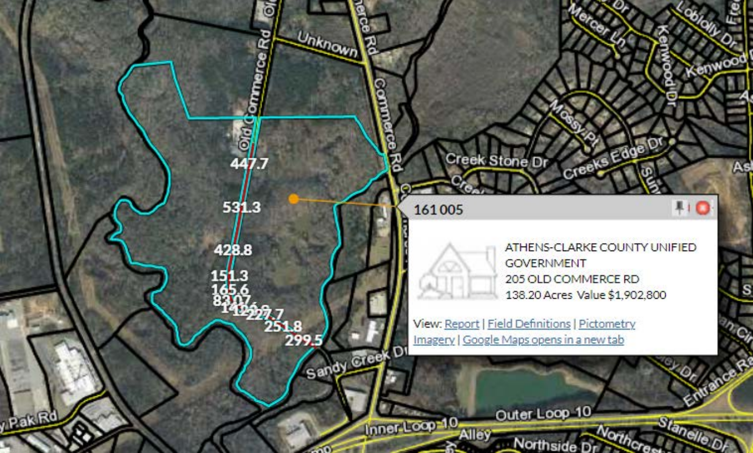161 005

ATHENS-CLARKE COUNTY UNIFIED GOVERNMENT
205 OLD COMMERCE RD
138.20 Acres Value $1,902,800

View: Report | Field Definitions | Pictometry Imagery | Google Maps opens in a new tab

447.7
531.3
428.8
151.3
165.6
83.07
227.7
251.8
299.5

Old Commerce Rd
Unknown
Commerce Rd
Mercer Ln
Loblolly Dr
Kenwood Dr
Mossy Pt
Creek Stone Dr
Creeks Edge Dr
Sandy Creek Dr
Outer Loop 10
Inner Loop 10
Alley
Northside Dr
Stanelle Dr
Pak Rd